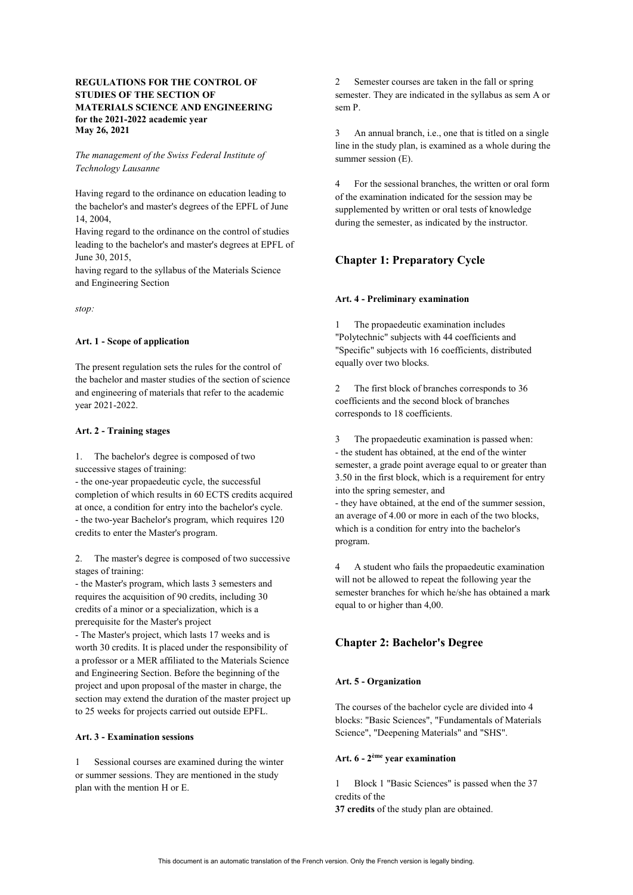**REGULATIONS FOR THE CONTROL OF STUDIES OF THE SECTION OF MATERIALS SCIENCE AND ENGINEERING for the 2021-2022 academic year May 26, 2021**

*The management of the Swiss Federal Institute of Technology Lausanne*

Having regard to the ordinance on education leading to the bachelor's and master's degrees of the EPFL of June 14, 2004,
Having regard to the ordinance on the control of studies leading to the bachelor's and master's degrees at EPFL of June 30, 2015,
having regard to the syllabus of the Materials Science and Engineering Section

*stop:*

**Art. 1 - Scope of application**

The present regulation sets the rules for the control of the bachelor and master studies of the section of science and engineering of materials that refer to the academic year 2021-2022.

**Art. 2 - Training stages**

1. The bachelor's degree is composed of two successive stages of training:
- the one-year propaedeutic cycle, the successful completion of which results in 60 ECTS credits acquired at once, a condition for entry into the bachelor's cycle.
- the two-year Bachelor's program, which requires 120 credits to enter the Master's program.

2. The master's degree is composed of two successive stages of training:
- the Master's program, which lasts 3 semesters and requires the acquisition of 90 credits, including 30 credits of a minor or a specialization, which is a prerequisite for the Master's project
- The Master's project, which lasts 17 weeks and is worth 30 credits. It is placed under the responsibility of a professor or a MER affiliated to the Materials Science and Engineering Section. Before the beginning of the project and upon proposal of the master in charge, the section may extend the duration of the master project up to 25 weeks for projects carried out outside EPFL.

**Art. 3 - Examination sessions**

1 Sessional courses are examined during the winter or summer sessions. They are mentioned in the study plan with the mention H or E.

2 Semester courses are taken in the fall or spring semester. They are indicated in the syllabus as sem A or sem P.

3 An annual branch, i.e., one that is titled on a single line in the study plan, is examined as a whole during the summer session (E).

4 For the sessional branches, the written or oral form of the examination indicated for the session may be supplemented by written or oral tests of knowledge during the semester, as indicated by the instructor.

## Chapter 1: Preparatory Cycle

**Art. 4 - Preliminary examination**

1 The propaedeutic examination includes "Polytechnic" subjects with 44 coefficients and "Specific" subjects with 16 coefficients, distributed equally over two blocks.

2 The first block of branches corresponds to 36 coefficients and the second block of branches corresponds to 18 coefficients.

3 The propaedeutic examination is passed when:
- the student has obtained, at the end of the winter semester, a grade point average equal to or greater than 3.50 in the first block, which is a requirement for entry into the spring semester, and
- they have obtained, at the end of the summer session, an average of 4.00 or more in each of the two blocks, which is a condition for entry into the bachelor's program.

4 A student who fails the propaedeutic examination will not be allowed to repeat the following year the semester branches for which he/she has obtained a mark equal to or higher than 4,00.

## Chapter 2: Bachelor's Degree

**Art. 5 - Organization**

The courses of the bachelor cycle are divided into 4 blocks: "Basic Sciences", "Fundamentals of Materials Science", "Deepening Materials" and "SHS".

**Art. 6 - 2ème year examination**

1 Block 1 "Basic Sciences" is passed when the 37 credits of the
**37 credits** of the study plan are obtained.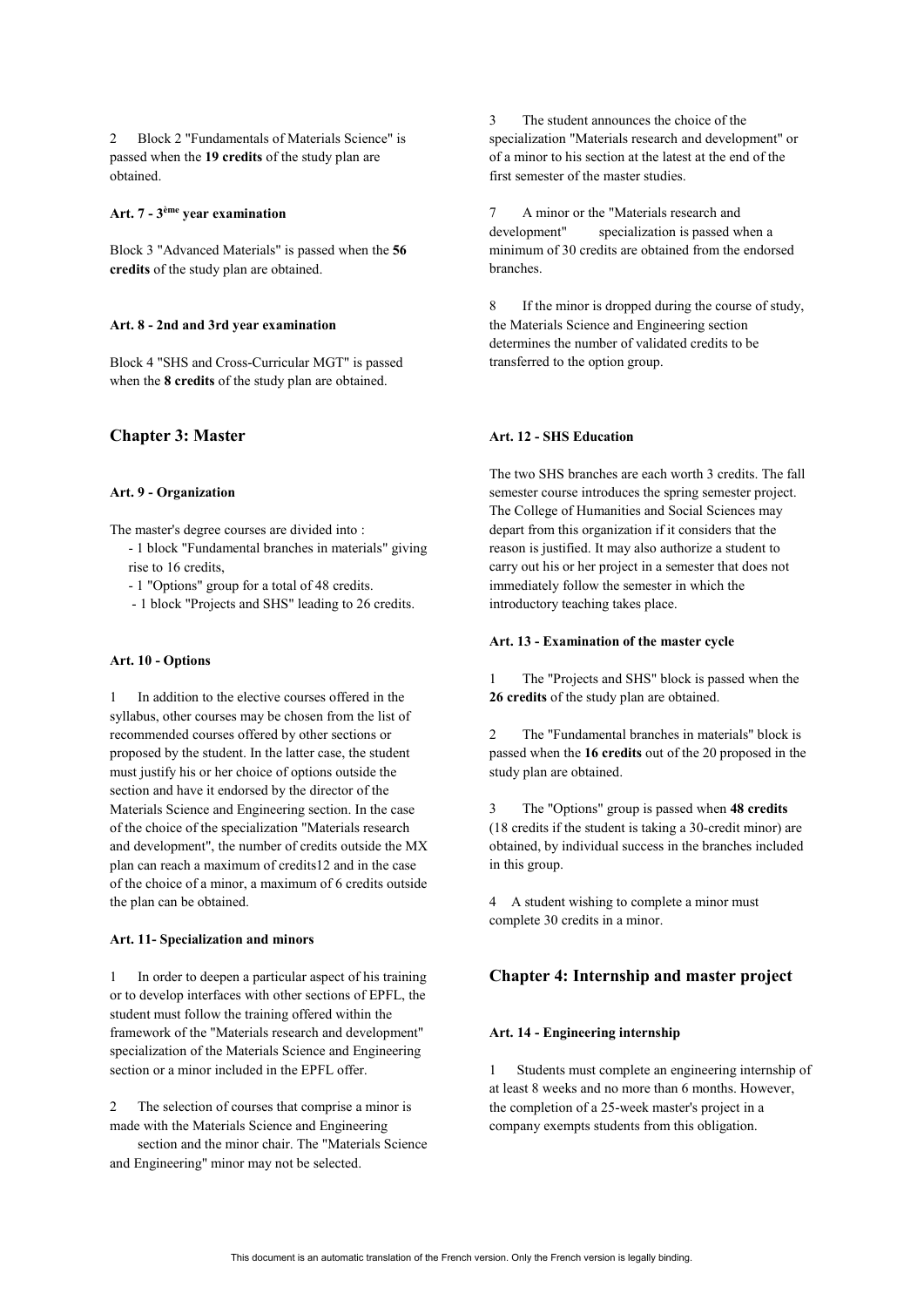2 Block 2 "Fundamentals of Materials Science" is passed when the **19 credits** of the study plan are obtained.

#### Art. 7 - 3ème year examination

Block 3 "Advanced Materials" is passed when the **56 credits** of the study plan are obtained.

#### Art. 8 - 2nd and 3rd year examination

Block 4 "SHS and Cross-Curricular MGT" is passed when the **8 credits** of the study plan are obtained.

## Chapter 3: Master

#### Art. 9 - Organization

The master's degree courses are divided into :

- 1 block "Fundamental branches in materials" giving rise to 16 credits,
- 1 "Options" group for a total of 48 credits.
- 1 block "Projects and SHS" leading to 26 credits.

#### Art. 10 - Options

1 In addition to the elective courses offered in the syllabus, other courses may be chosen from the list of recommended courses offered by other sections or proposed by the student. In the latter case, the student must justify his or her choice of options outside the section and have it endorsed by the director of the Materials Science and Engineering section. In the case of the choice of the specialization "Materials research and development", the number of credits outside the MX plan can reach a maximum of credits12 and in the case of the choice of a minor, a maximum of 6 credits outside the plan can be obtained.

#### Art. 11- Specialization and minors

1 In order to deepen a particular aspect of his training or to develop interfaces with other sections of EPFL, the student must follow the training offered within the framework of the "Materials research and development" specialization of the Materials Science and Engineering section or a minor included in the EPFL offer.

2 The selection of courses that comprise a minor is made with the Materials Science and Engineering section and the minor chair. The "Materials Science and Engineering" minor may not be selected.

3 The student announces the choice of the specialization "Materials research and development" or of a minor to his section at the latest at the end of the first semester of the master studies.

7 A minor or the "Materials research and development" specialization is passed when a minimum of 30 credits are obtained from the endorsed branches.

8 If the minor is dropped during the course of study, the Materials Science and Engineering section determines the number of validated credits to be transferred to the option group.

#### Art. 12 - SHS Education

The two SHS branches are each worth 3 credits. The fall semester course introduces the spring semester project. The College of Humanities and Social Sciences may depart from this organization if it considers that the reason is justified. It may also authorize a student to carry out his or her project in a semester that does not immediately follow the semester in which the introductory teaching takes place.

#### Art. 13 - Examination of the master cycle

1 The "Projects and SHS" block is passed when the **26 credits** of the study plan are obtained.

2 The "Fundamental branches in materials" block is passed when the **16 credits** out of the 20 proposed in the study plan are obtained.

3 The "Options" group is passed when **48 credits** (18 credits if the student is taking a 30-credit minor) are obtained, by individual success in the branches included in this group.

4 A student wishing to complete a minor must complete 30 credits in a minor.

## Chapter 4: Internship and master project

#### Art. 14 - Engineering internship

1 Students must complete an engineering internship of at least 8 weeks and no more than 6 months. However, the completion of a 25-week master's project in a company exempts students from this obligation.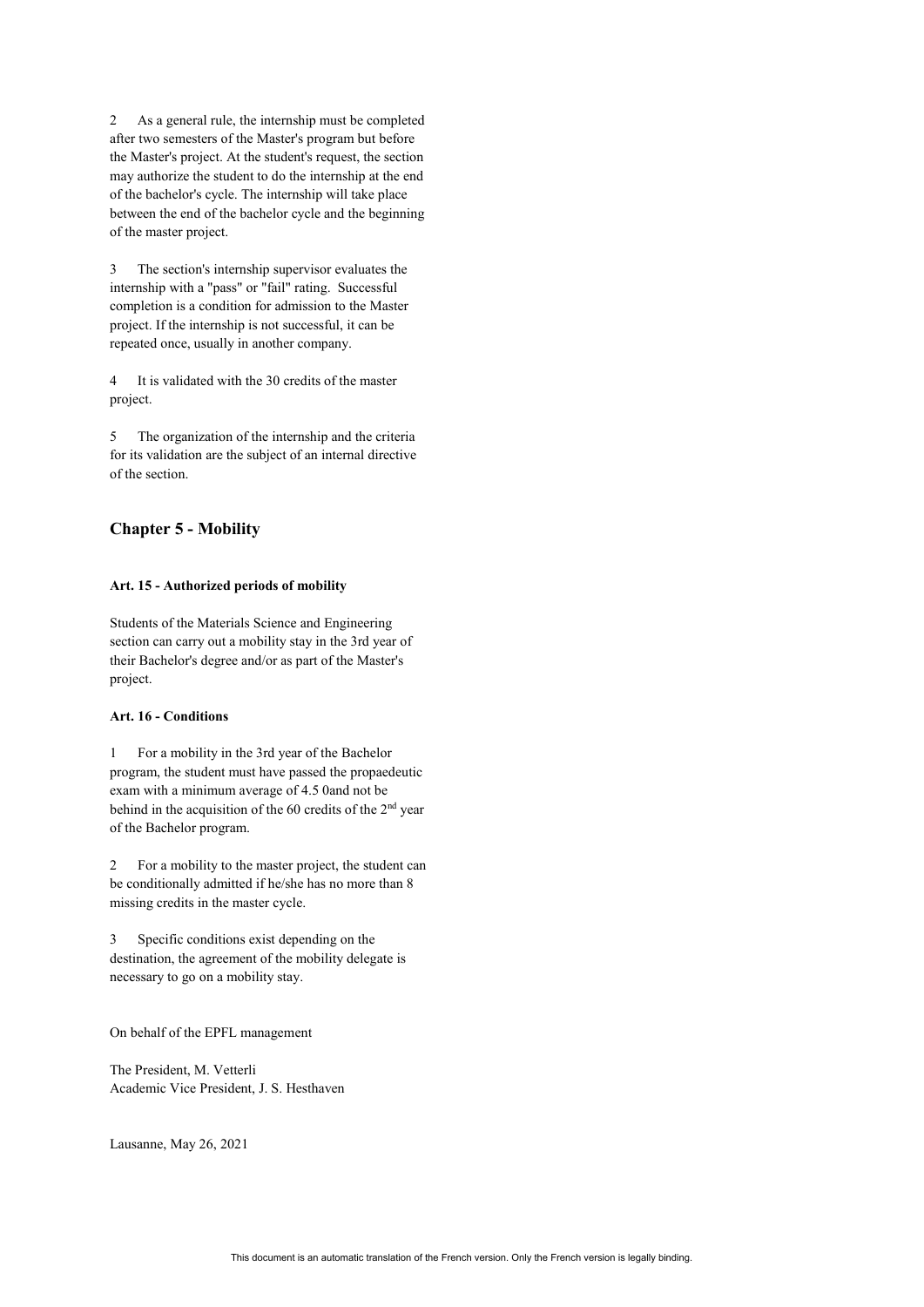2 As a general rule, the internship must be completed after two semesters of the Master's program but before the Master's project. At the student's request, the section may authorize the student to do the internship at the end of the bachelor's cycle. The internship will take place between the end of the bachelor cycle and the beginning of the master project.

3 The section's internship supervisor evaluates the internship with a "pass" or "fail" rating. Successful completion is a condition for admission to the Master project. If the internship is not successful, it can be repeated once, usually in another company.

4 It is validated with the 30 credits of the master project.

5 The organization of the internship and the criteria for its validation are the subject of an internal directive of the section.

## Chapter 5 - Mobility

#### Art. 15 - Authorized periods of mobility

Students of the Materials Science and Engineering section can carry out a mobility stay in the 3rd year of their Bachelor's degree and/or as part of the Master's project.

#### Art. 16 - Conditions

1 For a mobility in the 3rd year of the Bachelor program, the student must have passed the propaedeutic exam with a minimum average of 4.5 0and not be behind in the acquisition of the 60 credits of the 2nd year of the Bachelor program.

2 For a mobility to the master project, the student can be conditionally admitted if he/she has no more than 8 missing credits in the master cycle.

3 Specific conditions exist depending on the destination, the agreement of the mobility delegate is necessary to go on a mobility stay.

On behalf of the EPFL management

The President, M. Vetterli
Academic Vice President, J. S. Hesthaven

Lausanne, May 26, 2021

This document is an automatic translation of the French version. Only the French version is legally binding.